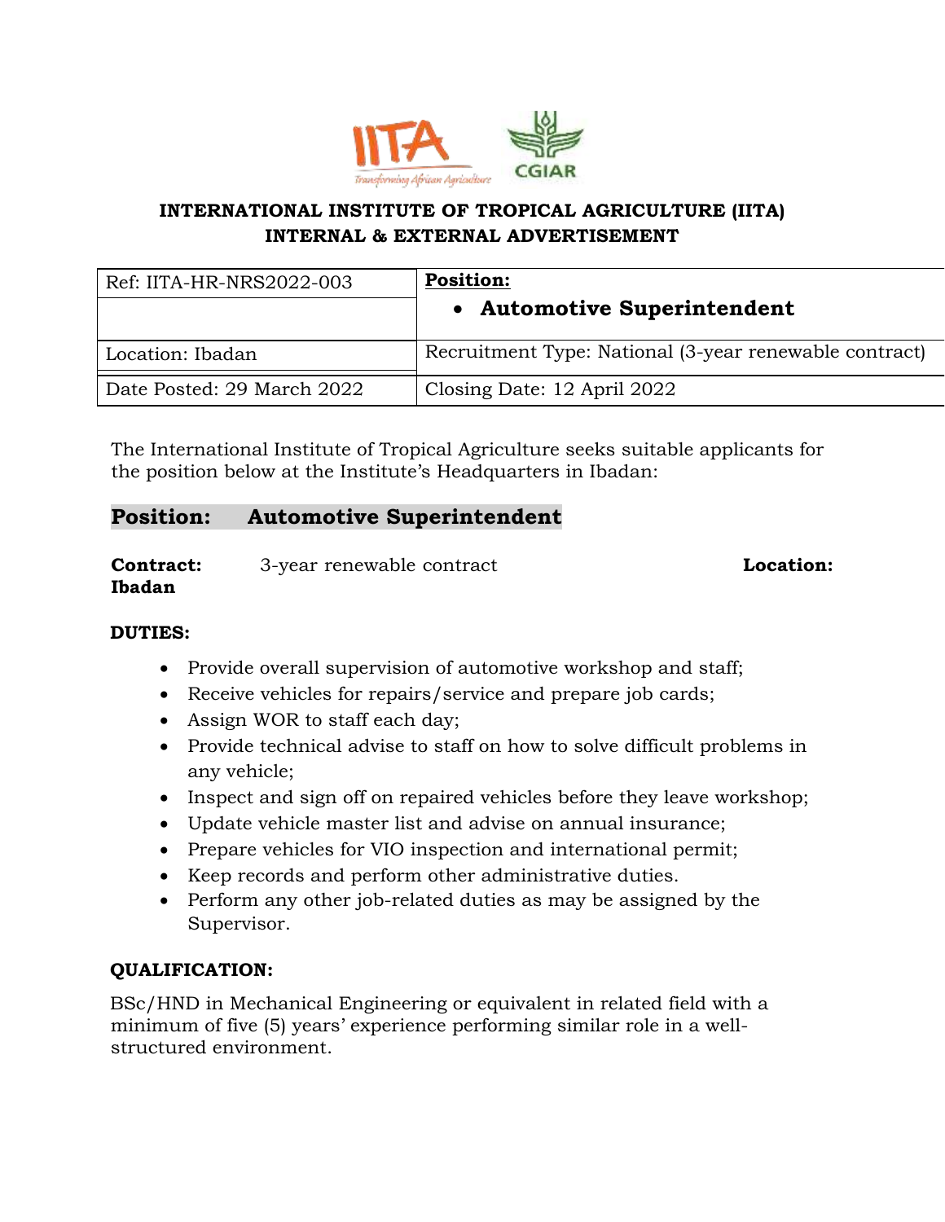**INTERNATIONAL INSTITUTE OF TROPICAL AGRICULTURE (IITA)**
**INTERNAL & EXTERNAL ADVERTISEMENT**

| Ref: IITA-HR-NRS2022-003 | **Position:** • **Automotive Superintendent** |
|---|---|
| Location: Ibadan | Recruitment Type: National (3-year renewable contract) |
| Date Posted: 29 March 2022 | Closing Date: 12 April 2022 |

The International Institute of Tropical Agriculture seeks suitable applicants for the position below at the Institute's Headquarters in Ibadan:

## Position: Automotive Superintendent

**Contract:** 3-year renewable contract **Location: Ibadan**

**DUTIES:**

- Provide overall supervision of automotive workshop and staff;
- Receive vehicles for repairs/service and prepare job cards;
- Assign WOR to staff each day;
- Provide technical advise to staff on how to solve difficult problems in any vehicle;
- Inspect and sign off on repaired vehicles before they leave workshop;
- Update vehicle master list and advise on annual insurance;
- Prepare vehicles for VIO inspection and international permit;
- Keep records and perform other administrative duties.
- Perform any other job-related duties as may be assigned by the Supervisor.

**QUALIFICATION:**

BSc/HND in Mechanical Engineering or equivalent in related field with a minimum of five (5) years' experience performing similar role in a well-structured environment.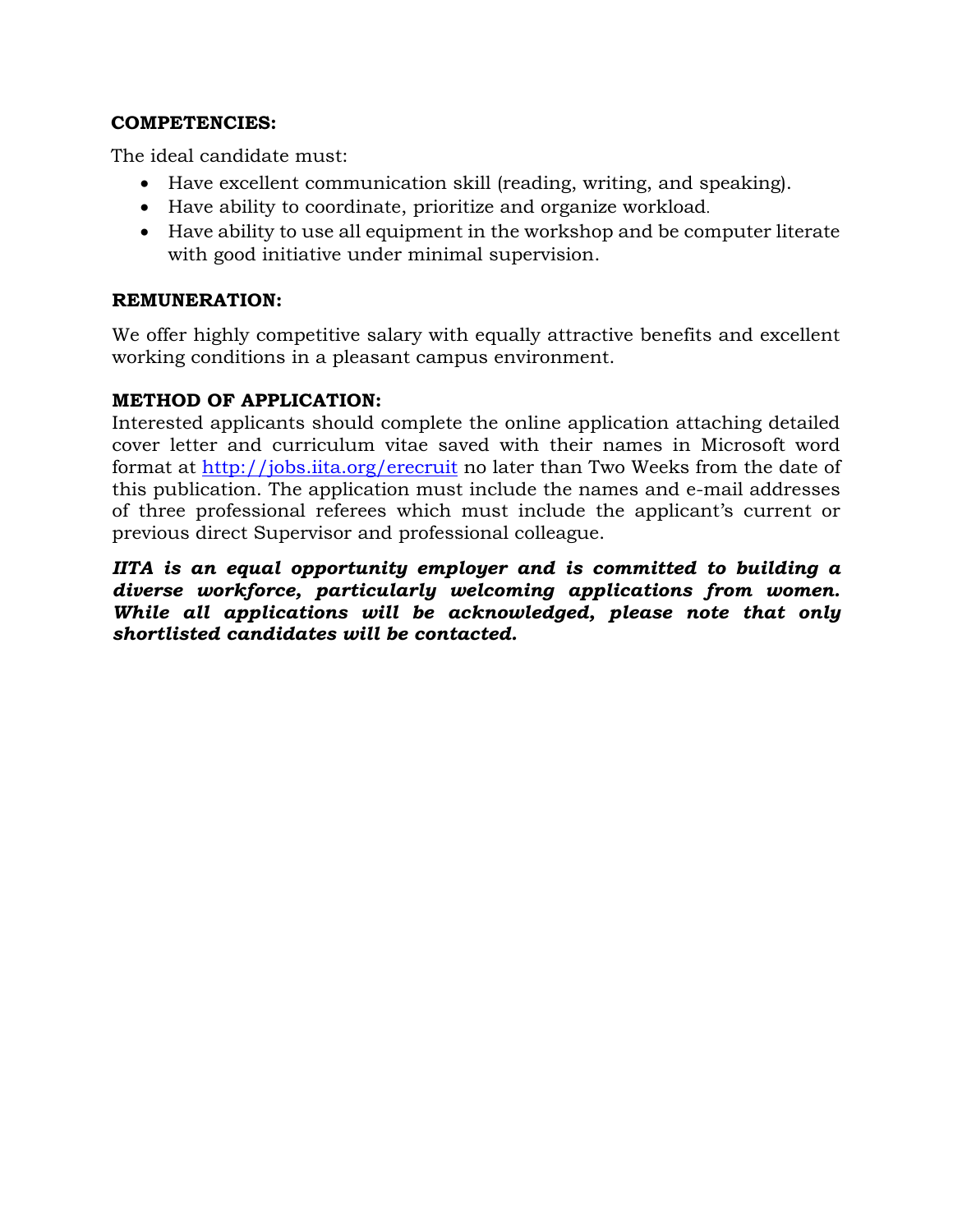**COMPETENCIES:**

The ideal candidate must:

- Have excellent communication skill (reading, writing, and speaking).
- Have ability to coordinate, prioritize and organize workload.
- Have ability to use all equipment in the workshop and be computer literate with good initiative under minimal supervision.

**REMUNERATION:**

We offer highly competitive salary with equally attractive benefits and excellent working conditions in a pleasant campus environment.

**METHOD OF APPLICATION:**

Interested applicants should complete the online application attaching detailed cover letter and curriculum vitae saved with their names in Microsoft word format at [http://jobs.iita.org/erecruit](http://jobs.iita.org/erecruit) no later than Two Weeks from the date of this publication. The application must include the names and e-mail addresses of three professional referees which must include the applicant's current or previous direct Supervisor and professional colleague.

***IITA is an equal opportunity employer and is committed to building a diverse workforce, particularly welcoming applications from women. While all applications will be acknowledged, please note that only shortlisted candidates will be contacted.***